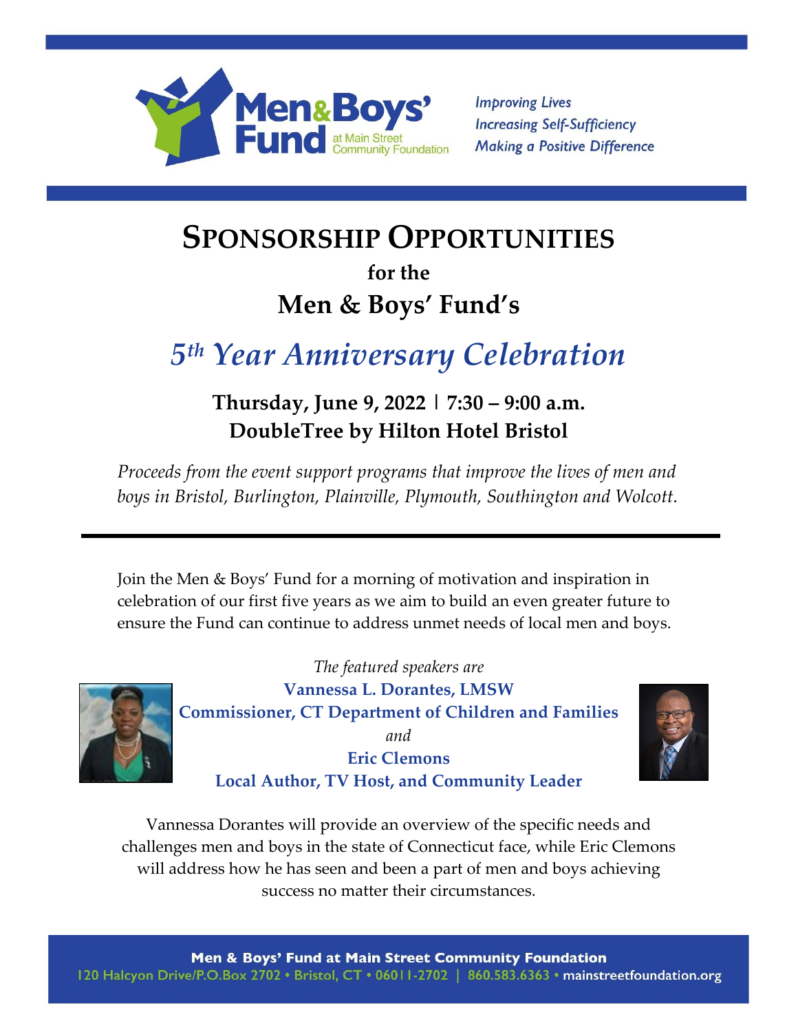Men & Boys' Fund at Main Street Community Foundation

*Improving Lives*
*Increasing Self-Sufficiency*
*Making a Positive Difference*

# SPONSORSHIP OPPORTUNITIES

**for the**

## Men & Boys' Fund's

## *5th Year Anniversary Celebration*

**Thursday, June 9, 2022 | 7:30 – 9:00 a.m.**
**DoubleTree by Hilton Hotel Bristol**

*Proceeds from the event support programs that improve the lives of men and boys in Bristol, Burlington, Plainville, Plymouth, Southington and Wolcott.*

---

Join the Men & Boys' Fund for a morning of motivation and inspiration in celebration of our first five years as we aim to build an even greater future to ensure the Fund can continue to address unmet needs of local men and boys.

*The featured speakers are*
**Vannessa L. Dorantes, LMSW**
**Commissioner, CT Department of Children and Families**
*and*
**Eric Clemons**
**Local Author, TV Host, and Community Leader**

Vannessa Dorantes will provide an overview of the specific needs and challenges men and boys in the state of Connecticut face, while Eric Clemons will address how he has seen and been a part of men and boys achieving success no matter their circumstances.

**Men & Boys' Fund at Main Street Community Foundation**
120 Halcyon Drive/P.O.Box 2702 • Bristol, CT • 06011-2702 | 860.583.6363 • mainstreetfoundation.org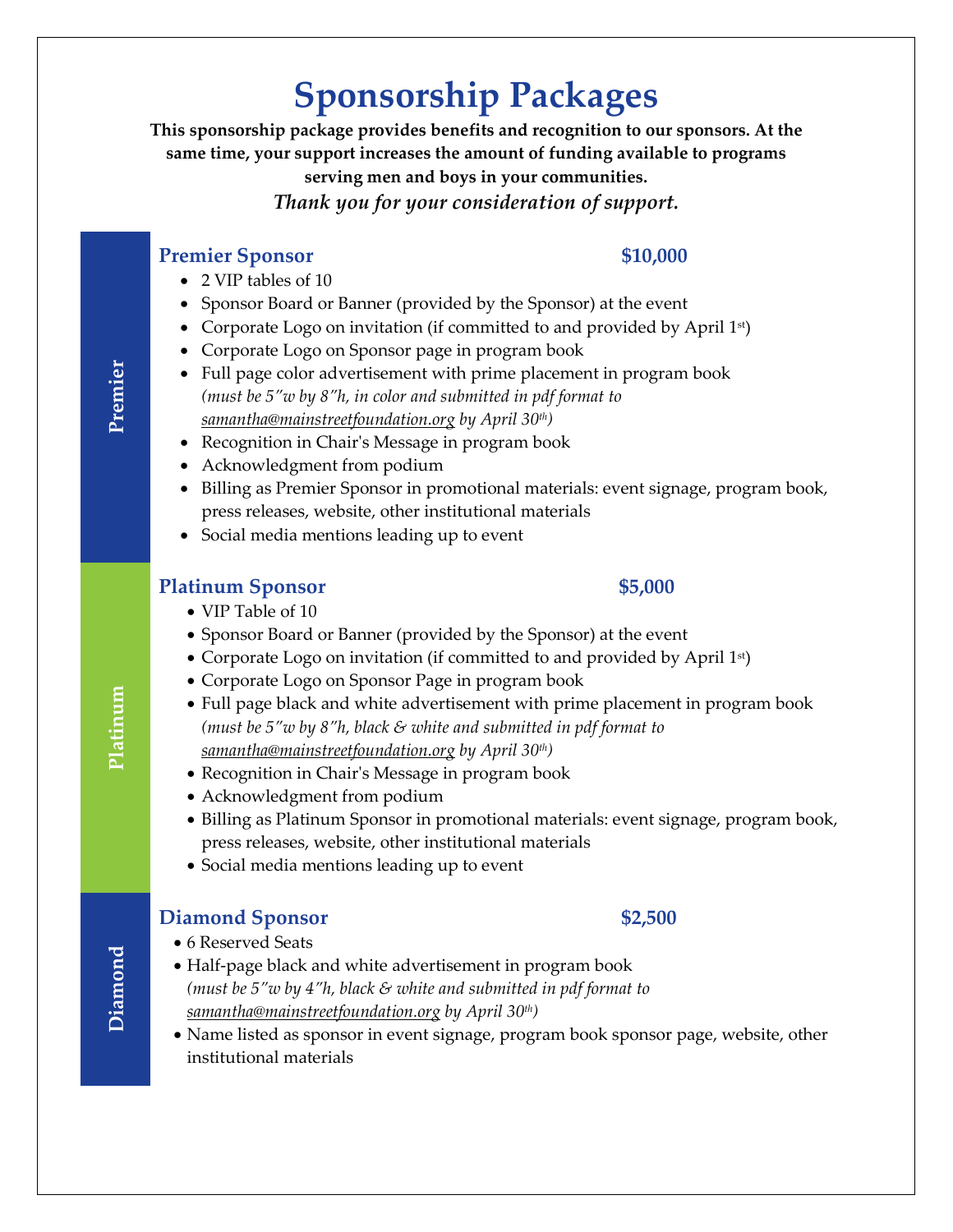# Sponsorship Packages

**This sponsorship package provides benefits and recognition to our sponsors. At the same time, your support increases the amount of funding available to programs serving men and boys in your communities.**

***Thank you for your consideration of support.***

Premier

## Premier Sponsor — $10,000

- 2 VIP tables of 10
- Sponsor Board or Banner (provided by the Sponsor) at the event
- Corporate Logo on invitation (if committed to and provided by April 1st)
- Corporate Logo on Sponsor page in program book
- Full page color advertisement with prime placement in program book
  *(must be 5″w by 8″h, in color and submitted in pdf format to samantha@mainstreetfoundation.org by April 30th)*
- Recognition in Chair's Message in program book
- Acknowledgment from podium
- Billing as Premier Sponsor in promotional materials: event signage, program book, press releases, website, other institutional materials
- Social media mentions leading up to event

Platinum

## Platinum Sponsor — $5,000

- VIP Table of 10
- Sponsor Board or Banner (provided by the Sponsor) at the event
- Corporate Logo on invitation (if committed to and provided by April 1st)
- Corporate Logo on Sponsor Page in program book
- Full page black and white advertisement with prime placement in program book
  *(must be 5″w by 8″h, black & white and submitted in pdf format to samantha@mainstreetfoundation.org by April 30th)*
- Recognition in Chair's Message in program book
- Acknowledgment from podium
- Billing as Platinum Sponsor in promotional materials: event signage, program book, press releases, website, other institutional materials
- Social media mentions leading up to event

Diamond

## Diamond Sponsor — $2,500

- 6 Reserved Seats
- Half-page black and white advertisement in program book
  *(must be 5″w by 4″h, black & white and submitted in pdf format to samantha@mainstreetfoundation.org by April 30th)*
- Name listed as sponsor in event signage, program book sponsor page, website, other institutional materials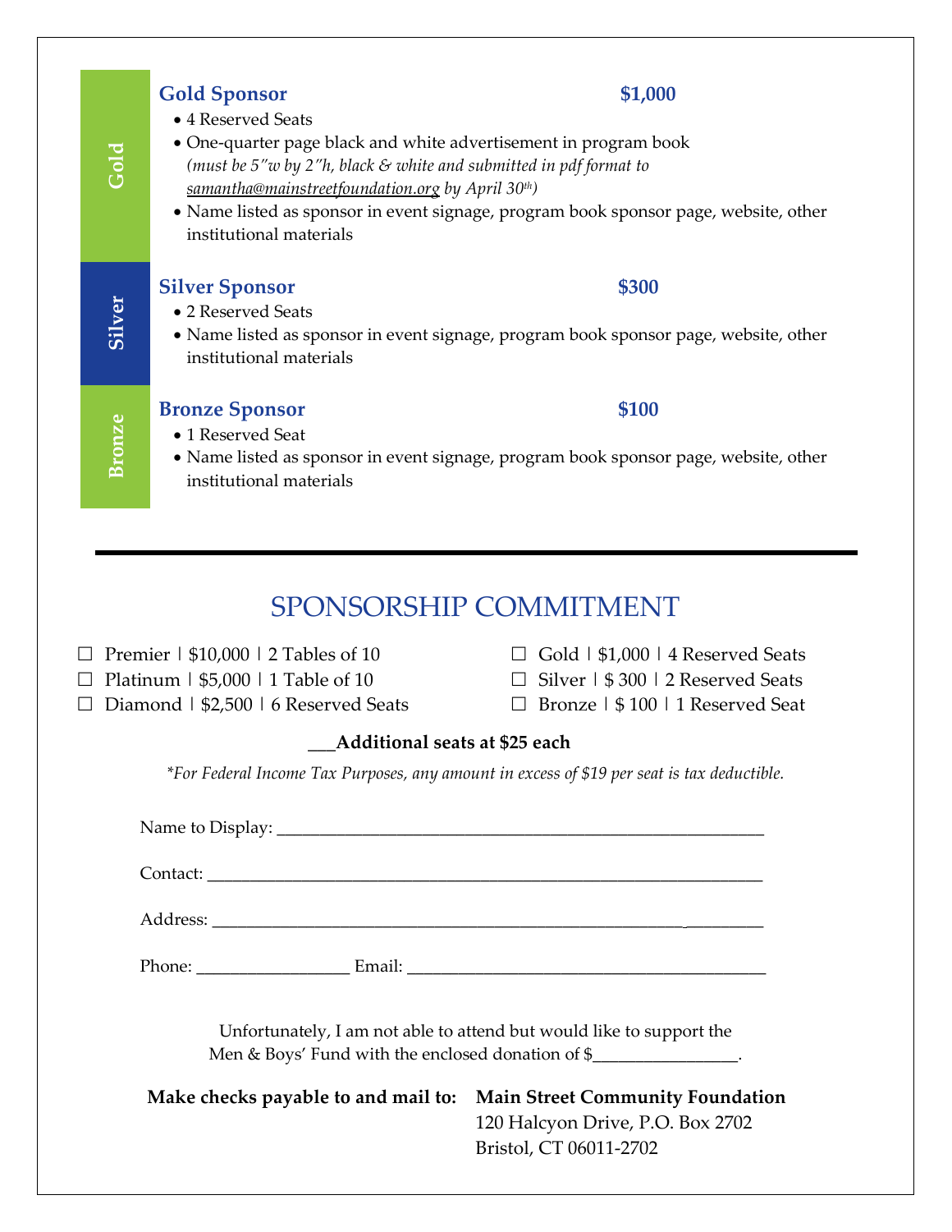Gold

### Gold Sponsor $1,000

- 4 Reserved Seats
- One-quarter page black and white advertisement in program book *(must be 5"w by 2"h, black & white and submitted in pdf format to samantha@mainstreetfoundation.org by April 30th)*
- Name listed as sponsor in event signage, program book sponsor page, website, other institutional materials

Silver

### Silver Sponsor $300

- 2 Reserved Seats
- Name listed as sponsor in event signage, program book sponsor page, website, other institutional materials

Bronze

### Bronze Sponsor $100

- 1 Reserved Seat
- Name listed as sponsor in event signage, program book sponsor page, website, other institutional materials

---

## SPONSORSHIP COMMITMENT

☐ Premier | $10,000 | 2 Tables of 10
☐ Platinum | $5,000 | 1 Table of 10
☐ Diamond | $2,500 | 6 Reserved Seats
☐ Gold | $1,000 | 4 Reserved Seats
☐ Silver | $ 300 | 2 Reserved Seats
☐ Bronze | $ 100 | 1 Reserved Seat

**___Additional seats at $25 each**

*\*For Federal Income Tax Purposes, any amount in excess of $19 per seat is tax deductible.*

Name to Display: ________________________________________________________

Contact: ______________________________________________________________

Address: ______________________________________________________________

Phone: _________________ Email: ________________________________________

Unfortunately, I am not able to attend but would like to support the Men & Boys' Fund with the enclosed donation of $________________.

**Make checks payable to and mail to:** **Main Street Community Foundation**
120 Halcyon Drive, P.O. Box 2702
Bristol, CT 06011-2702